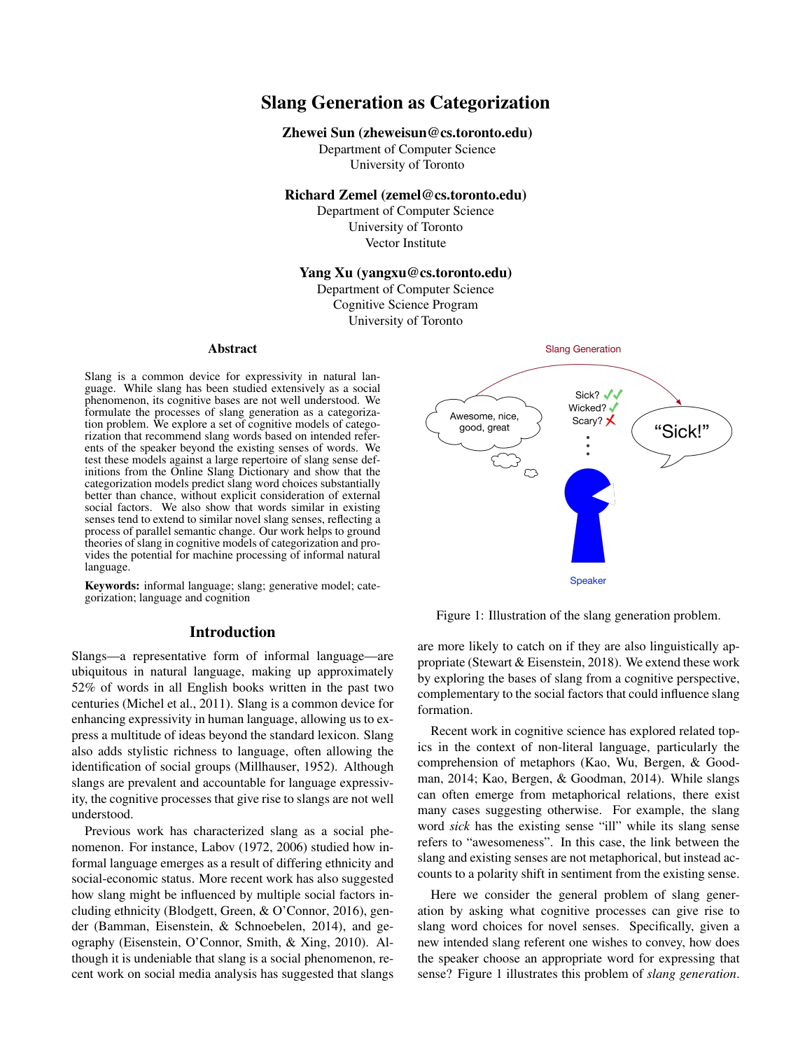# Slang Generation as Categorization

**Zhewei Sun (zheweisun@cs.toronto.edu)**
Department of Computer Science
University of Toronto

**Richard Zemel (zemel@cs.toronto.edu)**
Department of Computer Science
University of Toronto
Vector Institute

**Yang Xu (yangxu@cs.toronto.edu)**
Department of Computer Science
Cognitive Science Program
University of Toronto

## Abstract

Slang is a common device for expressivity in natural language. While slang has been studied extensively as a social phenomenon, its cognitive bases are not well understood. We formulate the processes of slang generation as a categorization problem. We explore a set of cognitive models of categorization that recommend slang words based on intended referents of the speaker beyond the existing senses of words. We test these models against a large repertoire of slang sense definitions from the Online Slang Dictionary and show that the categorization models predict slang word choices substantially better than chance, without explicit consideration of external social factors. We also show that words similar in existing senses tend to extend to similar novel slang senses, reflecting a process of parallel semantic change. Our work helps to ground theories of slang in cognitive models of categorization and provides the potential for machine processing of informal natural language.

**Keywords:** informal language; slang; generative model; categorization; language and cognition

## Introduction

Slangs—a representative form of informal language—are ubiquitous in natural language, making up approximately 52% of words in all English books written in the past two centuries (Michel et al., 2011). Slang is a common device for enhancing expressivity in human language, allowing us to express a multitude of ideas beyond the standard lexicon. Slang also adds stylistic richness to language, often allowing the identification of social groups (Millhauser, 1952). Although slangs are prevalent and accountable for language expressivity, the cognitive processes that give rise to slangs are not well understood.

Previous work has characterized slang as a social phenomenon. For instance, Labov (1972, 2006) studied how informal language emerges as a result of differing ethnicity and social-economic status. More recent work has also suggested how slang might be influenced by multiple social factors including ethnicity (Blodgett, Green, & O'Connor, 2016), gender (Bamman, Eisenstein, & Schnoebelen, 2014), and geography (Eisenstein, O'Connor, Smith, & Xing, 2010). Although it is undeniable that slang is a social phenomenon, recent work on social media analysis has suggested that slangs are more likely to catch on if they are also linguistically appropriate (Stewart & Eisenstein, 2018). We extend these work by exploring the bases of slang from a cognitive perspective, complementary to the social factors that could influence slang formation.

Figure 1: Illustration of the slang generation problem.

Recent work in cognitive science has explored related topics in the context of non-literal language, particularly the comprehension of metaphors (Kao, Wu, Bergen, & Goodman, 2014; Kao, Bergen, & Goodman, 2014). While slangs can often emerge from metaphorical relations, there exist many cases suggesting otherwise. For example, the slang word *sick* has the existing sense "ill" while its slang sense refers to "awesomeness". In this case, the link between the slang and existing senses are not metaphorical, but instead accounts to a polarity shift in sentiment from the existing sense.

Here we consider the general problem of slang generation by asking what cognitive processes can give rise to slang word choices for novel senses. Specifically, given a new intended slang referent one wishes to convey, how does the speaker choose an appropriate word for expressing that sense? Figure 1 illustrates this problem of *slang generation*.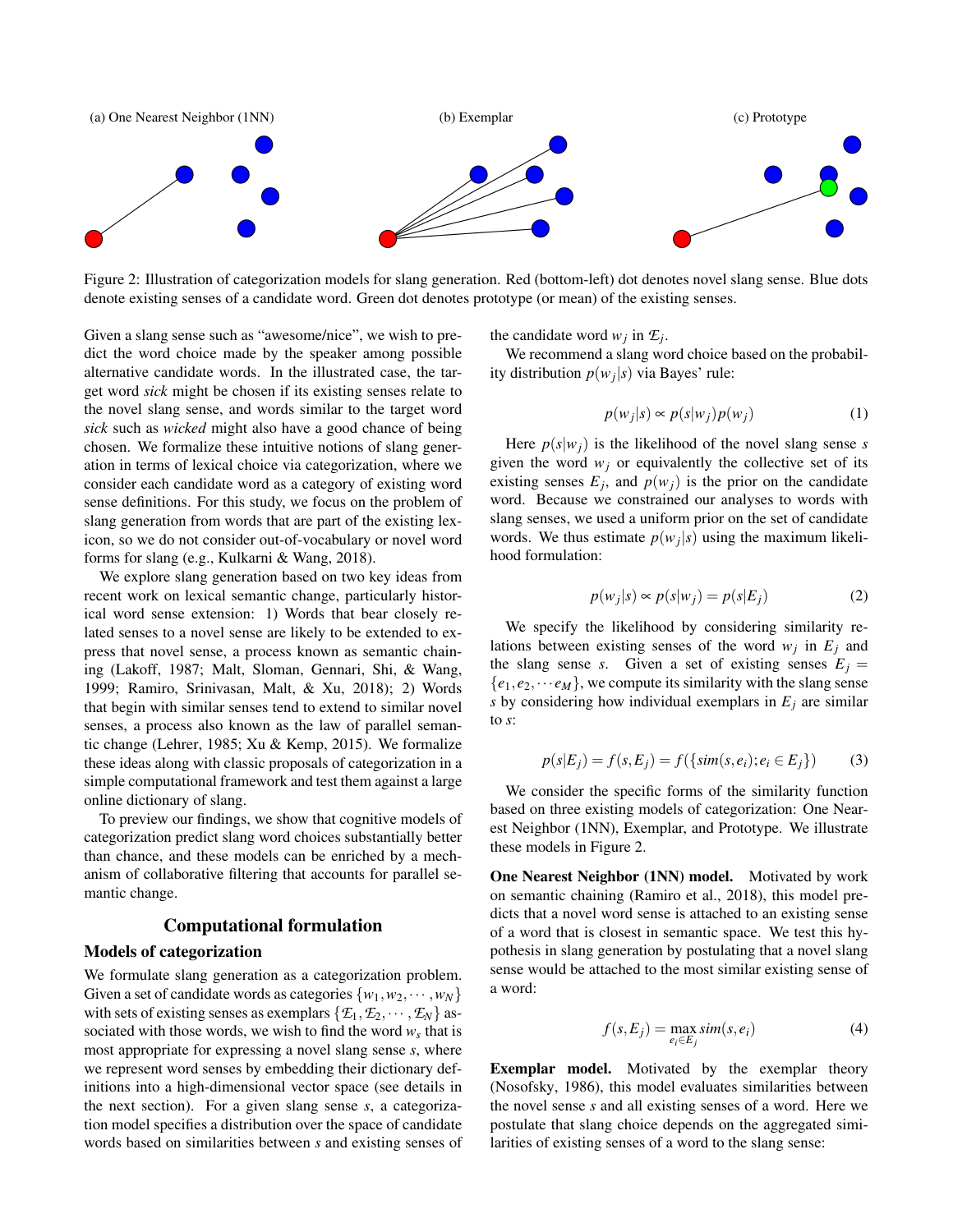(a) One Nearest Neighbor (1NN) (b) Exemplar (c) Prototype

Figure 2: Illustration of categorization models for slang generation. Red (bottom-left) dot denotes novel slang sense. Blue dots denote existing senses of a candidate word. Green dot denotes prototype (or mean) of the existing senses.

Given a slang sense such as "awesome/nice", we wish to predict the word choice made by the speaker among possible alternative candidate words. In the illustrated case, the target word *sick* might be chosen if its existing senses relate to the novel slang sense, and words similar to the target word *sick* such as *wicked* might also have a good chance of being chosen. We formalize these intuitive notions of slang generation in terms of lexical choice via categorization, where we consider each candidate word as a category of existing word sense definitions. For this study, we focus on the problem of slang generation from words that are part of the existing lexicon, so we do not consider out-of-vocabulary or novel word forms for slang (e.g., Kulkarni & Wang, 2018).

We explore slang generation based on two key ideas from recent work on lexical semantic change, particularly historical word sense extension: 1) Words that bear closely related senses to a novel sense are likely to be extended to express that novel sense, a process known as semantic chaining (Lakoff, 1987; Malt, Sloman, Gennari, Shi, & Wang, 1999; Ramiro, Srinivasan, Malt, & Xu, 2018); 2) Words that begin with similar senses tend to extend to similar novel senses, a process also known as the law of parallel semantic change (Lehrer, 1985; Xu & Kemp, 2015). We formalize these ideas along with classic proposals of categorization in a simple computational framework and test them against a large online dictionary of slang.

To preview our findings, we show that cognitive models of categorization predict slang word choices substantially better than chance, and these models can be enriched by a mechanism of collaborative filtering that accounts for parallel semantic change.

## Computational formulation

### Models of categorization

We formulate slang generation as a categorization problem. Given a set of candidate words as categories $\{w_1, w_2, \cdots, w_N\}$ with sets of existing senses as exemplars $\{\mathcal{E}_1, \mathcal{E}_2, \cdots, \mathcal{E}_N\}$ associated with those words, we wish to find the word $w_s$ that is most appropriate for expressing a novel slang sense $s$, where we represent word senses by embedding their dictionary definitions into a high-dimensional vector space (see details in the next section). For a given slang sense $s$, a categorization model specifies a distribution over the space of candidate words based on similarities between $s$ and existing senses of the candidate word $w_j$ in $\mathcal{E}_j$.

We recommend a slang word choice based on the probability distribution $p(w_j|s)$ via Bayes' rule:

$$p(w_j|s) \propto p(s|w_j)p(w_j) \tag{1}$$

Here $p(s|w_j)$ is the likelihood of the novel slang sense $s$ given the word $w_j$ or equivalently the collective set of its existing senses $E_j$, and $p(w_j)$ is the prior on the candidate word. Because we constrained our analyses to words with slang senses, we used a uniform prior on the set of candidate words. We thus estimate $p(w_j|s)$ using the maximum likelihood formulation:

$$p(w_j|s) \propto p(s|w_j) = p(s|E_j) \tag{2}$$

We specify the likelihood by considering similarity relations between existing senses of the word $w_j$ in $E_j$ and the slang sense $s$. Given a set of existing senses $E_j = \{e_1, e_2, \cdots e_M\}$, we compute its similarity with the slang sense $s$ by considering how individual exemplars in $E_j$ are similar to $s$:

$$p(s|E_j) = f(s, E_j) = f(\{sim(s, e_i); e_i \in E_j\}) \tag{3}$$

We consider the specific forms of the similarity function based on three existing models of categorization: One Nearest Neighbor (1NN), Exemplar, and Prototype. We illustrate these models in Figure 2.

**One Nearest Neighbor (1NN) model.** Motivated by work on semantic chaining (Ramiro et al., 2018), this model predicts that a novel word sense is attached to an existing sense of a word that is closest in semantic space. We test this hypothesis in slang generation by postulating that a novel slang sense would be attached to the most similar existing sense of a word:

$$f(s, E_j) = \max_{e_i \in E_j} sim(s, e_i) \tag{4}$$

**Exemplar model.** Motivated by the exemplar theory (Nosofsky, 1986), this model evaluates similarities between the novel sense $s$ and all existing senses of a word. Here we postulate that slang choice depends on the aggregated similarities of existing senses of a word to the slang sense: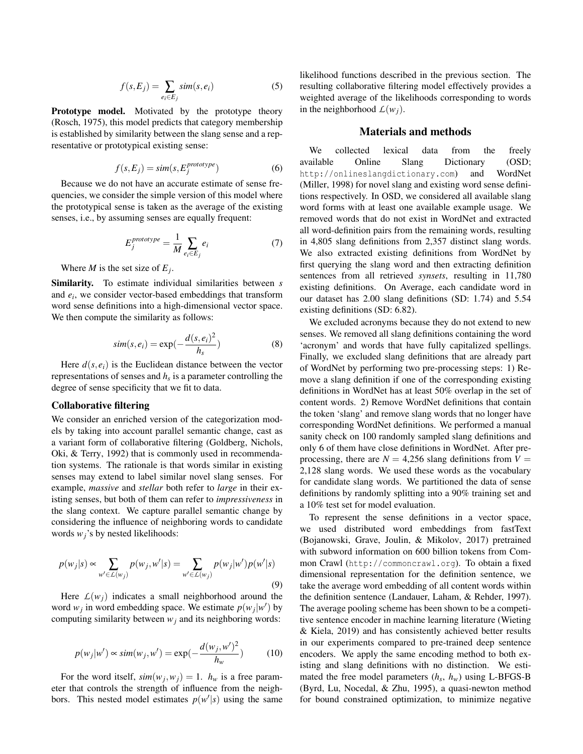$$f(s, E_j) = \sum_{e_i \in E_j} sim(s, e_i) \tag{5}$$

**Prototype model.** Motivated by the prototype theory (Rosch, 1975), this model predicts that category membership is established by similarity between the slang sense and a representative or prototypical existing sense:

$$f(s, E_j) = sim(s, E_j^{prototype}) \tag{6}$$

Because we do not have an accurate estimate of sense frequencies, we consider the simple version of this model where the prototypical sense is taken as the average of the existing senses, i.e., by assuming senses are equally frequent:

$$E_j^{prototype} = \frac{1}{M} \sum_{e_i \in E_j} e_i \tag{7}$$

Where $M$ is the set size of $E_j$.

**Similarity.** To estimate individual similarities between $s$ and $e_i$, we consider vector-based embeddings that transform word sense definitions into a high-dimensional vector space. We then compute the similarity as follows:

$$sim(s, e_i) = \exp(-\frac{d(s, e_i)^2}{h_s}) \tag{8}$$

Here $d(s, e_i)$ is the Euclidean distance between the vector representations of senses and $h_s$ is a parameter controlling the degree of sense specificity that we fit to data.

### Collaborative filtering

We consider an enriched version of the categorization models by taking into account parallel semantic change, cast as a variant form of collaborative filtering (Goldberg, Nichols, Oki, & Terry, 1992) that is commonly used in recommendation systems. The rationale is that words similar in existing senses may extend to label similar novel slang senses. For example, *massive* and *stellar* both refer to *large* in their existing senses, but both of them can refer to *impressiveness* in the slang context. We capture parallel semantic change by considering the influence of neighboring words to candidate words $w_j$'s by nested likelihoods:

$$p(w_j|s) \propto \sum_{w' \in \mathcal{L}(w_j)} p(w_j, w'|s) = \sum_{w' \in \mathcal{L}(w_j)} p(w_j|w')p(w'|s) \tag{9}$$

Here $\mathcal{L}(w_j)$ indicates a small neighborhood around the word $w_j$ in word embedding space. We estimate $p(w_j|w')$ by computing similarity between $w_j$ and its neighboring words:

$$p(w_j|w') \propto sim(w_j, w') = \exp(-\frac{d(w_j, w')^2}{h_w}) \tag{10}$$

For the word itself, $sim(w_j, w_j) = 1$. $h_w$ is a free parameter that controls the strength of influence from the neighbors. This nested model estimates $p(w'|s)$ using the same likelihood functions described in the previous section. The resulting collaborative filtering model effectively provides a weighted average of the likelihoods corresponding to words in the neighborhood $\mathcal{L}(w_j)$.

## Materials and methods

We collected lexical data from the freely available Online Slang Dictionary (OSD; http://onlineslangdictionary.com) and WordNet (Miller, 1998) for novel slang and existing word sense definitions respectively. In OSD, we considered all available slang word forms with at least one available example usage. We removed words that do not exist in WordNet and extracted all word-definition pairs from the remaining words, resulting in 4,805 slang definitions from 2,357 distinct slang words. We also extracted existing definitions from WordNet by first querying the slang word and then extracting definition sentences from all retrieved *synsets*, resulting in 11,780 existing definitions. On Average, each candidate word in our dataset has 2.00 slang definitions (SD: 1.74) and 5.54 existing definitions (SD: 6.82).

We excluded acronyms because they do not extend to new senses. We removed all slang definitions containing the word 'acronym' and words that have fully capitalized spellings. Finally, we excluded slang definitions that are already part of WordNet by performing two pre-processing steps: 1) Remove a slang definition if one of the corresponding existing definitions in WordNet has at least 50% overlap in the set of content words. 2) Remove WordNet definitions that contain the token 'slang' and remove slang words that no longer have corresponding WordNet definitions. We performed a manual sanity check on 100 randomly sampled slang definitions and only 6 of them have close definitions in WordNet. After pre-processing, there are $N = 4{,}256$ slang definitions from $V = 2{,}128$ slang words. We used these words as the vocabulary for candidate slang words. We partitioned the data of sense definitions by randomly splitting into a 90% training set and a 10% test set for model evaluation.

To represent the sense definitions in a vector space, we used distributed word embeddings from fastText (Bojanowski, Grave, Joulin, & Mikolov, 2017) pretrained with subword information on 600 billion tokens from Common Crawl (http://commoncrawl.org). To obtain a fixed dimensional representation for the definition sentence, we take the average word embedding of all content words within the definition sentence (Landauer, Laham, & Rehder, 1997). The average pooling scheme has been shown to be a competitive sentence encoder in machine learning literature (Wieting & Kiela, 2019) and has consistently achieved better results in our experiments compared to pre-trained deep sentence encoders. We apply the same encoding method to both existing and slang definitions with no distinction. We estimated the free model parameters ($h_s$, $h_w$) using L-BFGS-B (Byrd, Lu, Nocedal, & Zhu, 1995), a quasi-newton method for bound constrained optimization, to minimize negative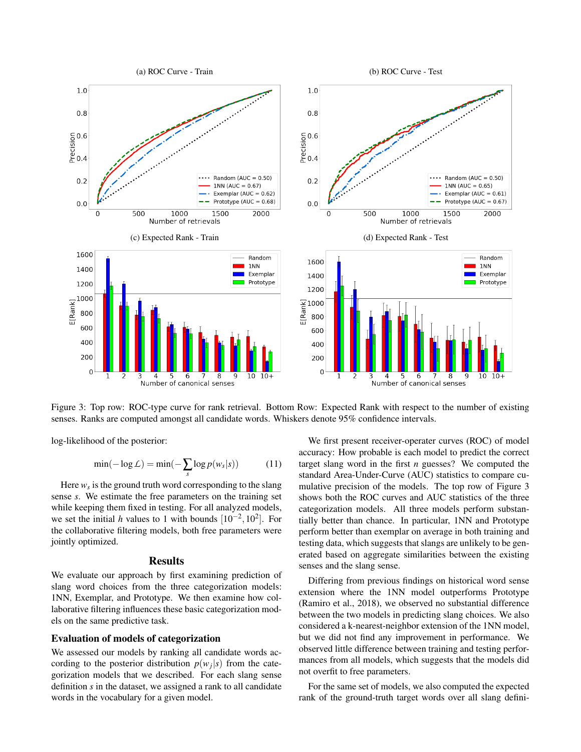Figure 3: Top row: ROC-type curve for rank retrieval. Bottom Row: Expected Rank with respect to the number of existing senses. Ranks are computed amongst all candidate words. Whiskers denote 95% confidence intervals.

log-likelihood of the posterior:

$$\min(-\log \mathcal{L}) = \min(-\sum_{s} \log p(w_s|s)) \quad (11)$$

Here $w_s$ is the ground truth word corresponding to the slang sense $s$. We estimate the free parameters on the training set while keeping them fixed in testing. For all analyzed models, we set the initial $h$ values to 1 with bounds $[10^{-2}, 10^{2}]$. For the collaborative filtering models, both free parameters were jointly optimized.

## Results

We evaluate our approach by first examining prediction of slang word choices from the three categorization models: 1NN, Exemplar, and Prototype. We then examine how collaborative filtering influences these basic categorization models on the same predictive task.

### Evaluation of models of categorization

We assessed our models by ranking all candidate words according to the posterior distribution $p(w_j|s)$ from the categorization models that we described. For each slang sense definition $s$ in the dataset, we assigned a rank to all candidate words in the vocabulary for a given model.

We first present receiver-operater curves (ROC) of model accuracy: How probable is each model to predict the correct target slang word in the first $n$ guesses? We computed the standard Area-Under-Curve (AUC) statistics to compare cumulative precision of the models. The top row of Figure 3 shows both the ROC curves and AUC statistics of the three categorization models. All three models perform substantially better than chance. In particular, 1NN and Prototype perform better than exemplar on average in both training and testing data, which suggests that slangs are unlikely to be generated based on aggregate similarities between the existing senses and the slang sense.

Differing from previous findings on historical word sense extension where the 1NN model outperforms Prototype (Ramiro et al., 2018), we observed no substantial difference between the two models in predicting slang choices. We also considered a k-nearest-neighbor extension of the 1NN model, but we did not find any improvement in performance. We observed little difference between training and testing performances from all models, which suggests that the models did not overfit to free parameters.

For the same set of models, we also computed the expected rank of the ground-truth target words over all slang defini-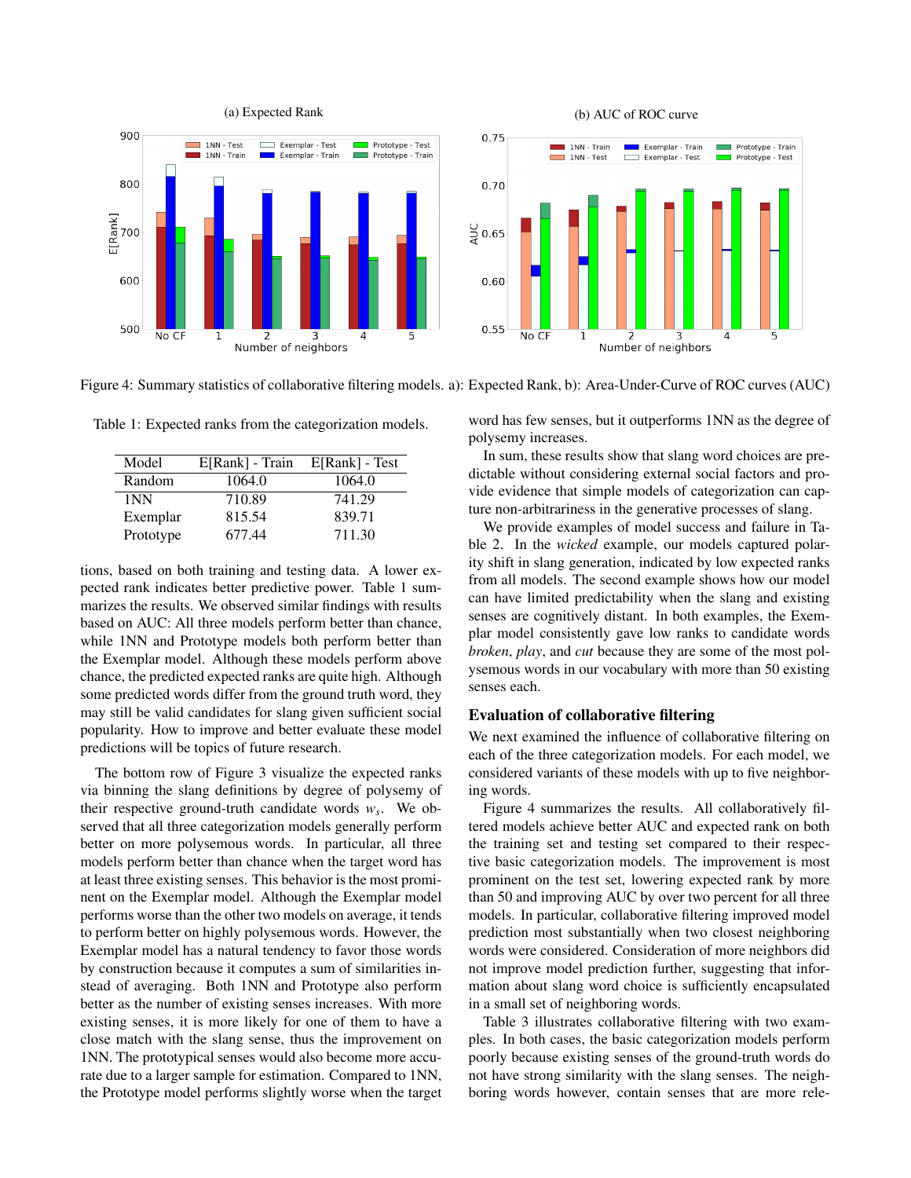Figure 4: Summary statistics of collaborative filtering models. a): Expected Rank, b): Area-Under-Curve of ROC curves (AUC)

Table 1: Expected ranks from the categorization models.

| Model | E[Rank] - Train | E[Rank] - Test |
|---|---|---|
| Random | 1064.0 | 1064.0 |
| 1NN | 710.89 | 741.29 |
| Exemplar | 815.54 | 839.71 |
| Prototype | 677.44 | 711.30 |

tions, based on both training and testing data. A lower expected rank indicates better predictive power. Table 1 summarizes the results. We observed similar findings with results based on AUC: All three models perform better than chance, while 1NN and Prototype models both perform better than the Exemplar model. Although these models perform above chance, the predicted expected ranks are quite high. Although some predicted words differ from the ground truth word, they may still be valid candidates for slang given sufficient social popularity. How to improve and better evaluate these model predictions will be topics of future research.

The bottom row of Figure 3 visualize the expected ranks via binning the slang definitions by degree of polysemy of their respective ground-truth candidate words $w_s$. We observed that all three categorization models generally perform better on more polysemous words. In particular, all three models perform better than chance when the target word has at least three existing senses. This behavior is the most prominent on the Exemplar model. Although the Exemplar model performs worse than the other two models on average, it tends to perform better on highly polysemous words. However, the Exemplar model has a natural tendency to favor those words by construction because it computes a sum of similarities instead of averaging. Both 1NN and Prototype also perform better as the number of existing senses increases. With more existing senses, it is more likely for one of them to have a close match with the slang sense, thus the improvement on 1NN. The prototypical senses would also become more accurate due to a larger sample for estimation. Compared to 1NN, the Prototype model performs slightly worse when the target word has few senses, but it outperforms 1NN as the degree of polysemy increases.

In sum, these results show that slang word choices are predictable without considering external social factors and provide evidence that simple models of categorization can capture non-arbitrariness in the generative processes of slang.

We provide examples of model success and failure in Table 2. In the *wicked* example, our models captured polarity shift in slang generation, indicated by low expected ranks from all models. The second example shows how our model can have limited predictability when the slang and existing senses are cognitively distant. In both examples, the Exemplar model consistently gave low ranks to candidate words *broken*, *play*, and *cut* because they are some of the most polysemous words in our vocabulary with more than 50 existing senses each.

### Evaluation of collaborative filtering

We next examined the influence of collaborative filtering on each of the three categorization models. For each model, we considered variants of these models with up to five neighboring words.

Figure 4 summarizes the results. All collaboratively filtered models achieve better AUC and expected rank on both the training set and testing set compared to their respective basic categorization models. The improvement is most prominent on the test set, lowering expected rank by more than 50 and improving AUC by over two percent for all three models. In particular, collaborative filtering improved model prediction most substantially when two closest neighboring words were considered. Consideration of more neighbors did not improve model prediction further, suggesting that information about slang word choice is sufficiently encapsulated in a small set of neighboring words.

Table 3 illustrates collaborative filtering with two examples. In both cases, the basic categorization models perform poorly because existing senses of the ground-truth words do not have strong similarity with the slang senses. The neighboring words however, contain senses that are more rele-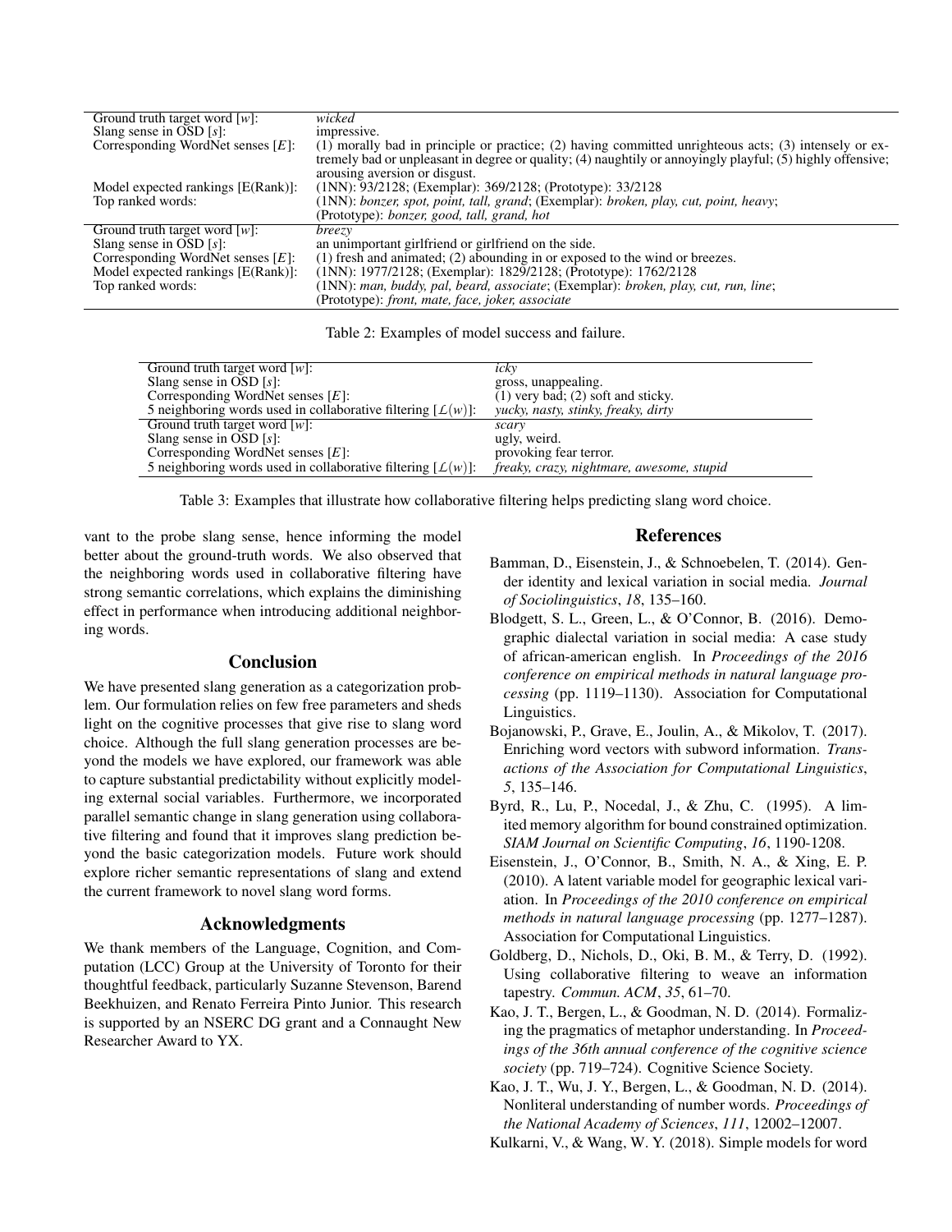| | |
|---|---|
| Ground truth target word [$w$]: | *wicked* |
| Slang sense in OSD [$s$]: | impressive. |
| Corresponding WordNet senses [$E$]: | (1) morally bad in principle or practice; (2) having committed unrighteous acts; (3) intensely or extremely bad or unpleasant in degree or quality; (4) naughtily or annoyingly playful; (5) highly offensive; arousing aversion or disgust. |
| Model expected rankings [E(Rank)]: | (1NN): 93/2128; (Exemplar): 369/2128; (Prototype): 33/2128 |
| Top ranked words: | (1NN): *bonzer, spot, point, tall, grand*; (Exemplar): *broken, play, cut, point, heavy*; (Prototype): *bonzer, good, tall, grand, hot* |
| Ground truth target word [$w$]: | *breezy* |
| Slang sense in OSD [$s$]: | an unimportant girlfriend or girlfriend on the side. |
| Corresponding WordNet senses [$E$]: | (1) fresh and animated; (2) abounding in or exposed to the wind or breezes. |
| Model expected rankings [E(Rank)]: | (1NN): 1977/2128; (Exemplar): 1829/2128; (Prototype): 1762/2128 |
| Top ranked words: | (1NN): *man, buddy, pal, beard, associate*; (Exemplar): *broken, play, cut, run, line*; (Prototype): *front, mate, face, joker, associate* |

Table 2: Examples of model success and failure.

| | |
|---|---|
| Ground truth target word [$w$]: | *icky* |
| Slang sense in OSD [$s$]: | gross, unappealing. |
| Corresponding WordNet senses [$E$]: | (1) very bad; (2) soft and sticky. |
| 5 neighboring words used in collaborative filtering [$\mathcal{L}(w)$]: | *yucky, nasty, stinky, freaky, dirty* |
| Ground truth target word [$w$]: | *scary* |
| Slang sense in OSD [$s$]: | ugly, weird. |
| Corresponding WordNet senses [$E$]: | provoking fear terror. |
| 5 neighboring words used in collaborative filtering [$\mathcal{L}(w)$]: | *freaky, crazy, nightmare, awesome, stupid* |

Table 3: Examples that illustrate how collaborative filtering helps predicting slang word choice.

vant to the probe slang sense, hence informing the model better about the ground-truth words. We also observed that the neighboring words used in collaborative filtering have strong semantic correlations, which explains the diminishing effect in performance when introducing additional neighboring words.

## Conclusion

We have presented slang generation as a categorization problem. Our formulation relies on few free parameters and sheds light on the cognitive processes that give rise to slang word choice. Although the full slang generation processes are beyond the models we have explored, our framework was able to capture substantial predictability without explicitly modeling external social variables. Furthermore, we incorporated parallel semantic change in slang generation using collaborative filtering and found that it improves slang prediction beyond the basic categorization models. Future work should explore richer semantic representations of slang and extend the current framework to novel slang word forms.

## Acknowledgments

We thank members of the Language, Cognition, and Computation (LCC) Group at the University of Toronto for their thoughtful feedback, particularly Suzanne Stevenson, Barend Beekhuizen, and Renato Ferreira Pinto Junior. This research is supported by an NSERC DG grant and a Connaught New Researcher Award to YX.

## References

Bamman, D., Eisenstein, J., & Schnoebelen, T. (2014). Gender identity and lexical variation in social media. *Journal of Sociolinguistics*, *18*, 135–160.

Blodgett, S. L., Green, L., & O'Connor, B. (2016). Demographic dialectal variation in social media: A case study of african-american english. In *Proceedings of the 2016 conference on empirical methods in natural language processing* (pp. 1119–1130). Association for Computational Linguistics.

Bojanowski, P., Grave, E., Joulin, A., & Mikolov, T. (2017). Enriching word vectors with subword information. *Transactions of the Association for Computational Linguistics*, *5*, 135–146.

Byrd, R., Lu, P., Nocedal, J., & Zhu, C. (1995). A limited memory algorithm for bound constrained optimization. *SIAM Journal on Scientific Computing*, *16*, 1190-1208.

Eisenstein, J., O'Connor, B., Smith, N. A., & Xing, E. P. (2010). A latent variable model for geographic lexical variation. In *Proceedings of the 2010 conference on empirical methods in natural language processing* (pp. 1277–1287). Association for Computational Linguistics.

Goldberg, D., Nichols, D., Oki, B. M., & Terry, D. (1992). Using collaborative filtering to weave an information tapestry. *Commun. ACM*, *35*, 61–70.

Kao, J. T., Bergen, L., & Goodman, N. D. (2014). Formalizing the pragmatics of metaphor understanding. In *Proceedings of the 36th annual conference of the cognitive science society* (pp. 719–724). Cognitive Science Society.

Kao, J. T., Wu, J. Y., Bergen, L., & Goodman, N. D. (2014). Nonliteral understanding of number words. *Proceedings of the National Academy of Sciences*, *111*, 12002–12007.

Kulkarni, V., & Wang, W. Y. (2018). Simple models for word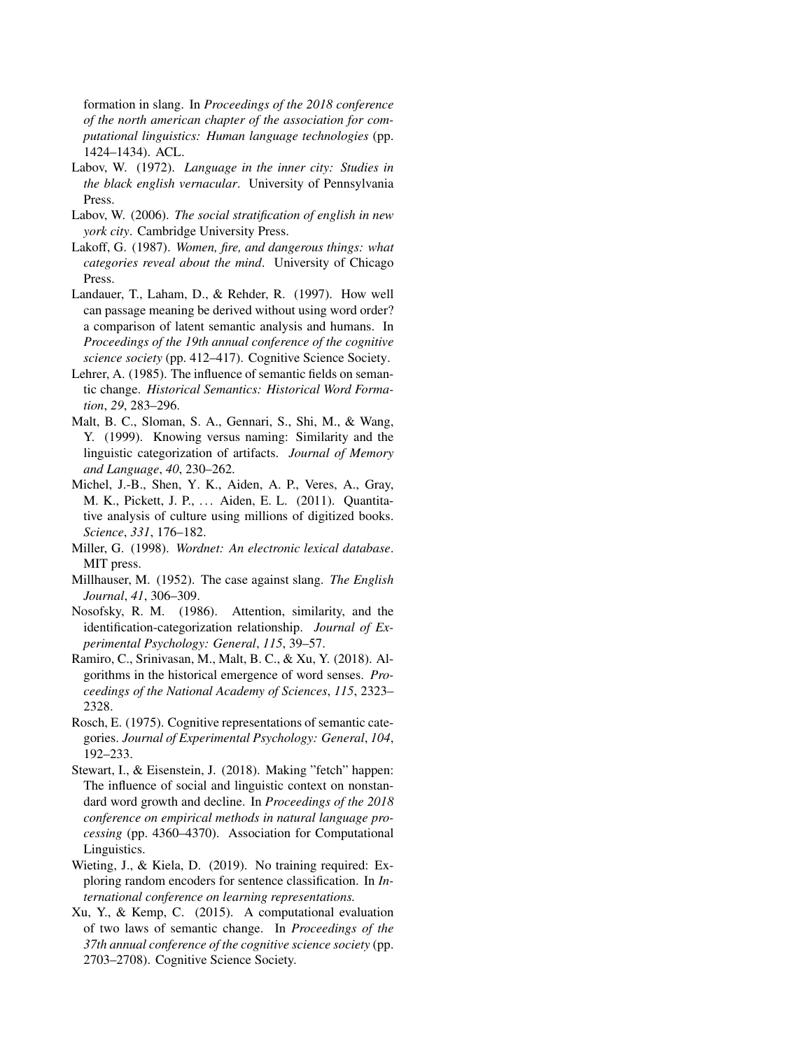formation in slang. In *Proceedings of the 2018 conference of the north american chapter of the association for computational linguistics: Human language technologies* (pp. 1424–1434). ACL.

Labov, W. (1972). *Language in the inner city: Studies in the black english vernacular*. University of Pennsylvania Press.

Labov, W. (2006). *The social stratification of english in new york city*. Cambridge University Press.

Lakoff, G. (1987). *Women, fire, and dangerous things: what categories reveal about the mind*. University of Chicago Press.

Landauer, T., Laham, D., & Rehder, R. (1997). How well can passage meaning be derived without using word order? a comparison of latent semantic analysis and humans. In *Proceedings of the 19th annual conference of the cognitive science society* (pp. 412–417). Cognitive Science Society.

Lehrer, A. (1985). The influence of semantic fields on semantic change. *Historical Semantics: Historical Word Formation*, *29*, 283–296.

Malt, B. C., Sloman, S. A., Gennari, S., Shi, M., & Wang, Y. (1999). Knowing versus naming: Similarity and the linguistic categorization of artifacts. *Journal of Memory and Language*, *40*, 230–262.

Michel, J.-B., Shen, Y. K., Aiden, A. P., Veres, A., Gray, M. K., Pickett, J. P., ... Aiden, E. L. (2011). Quantitative analysis of culture using millions of digitized books. *Science*, *331*, 176–182.

Miller, G. (1998). *Wordnet: An electronic lexical database*. MIT press.

Millhauser, M. (1952). The case against slang. *The English Journal*, *41*, 306–309.

Nosofsky, R. M. (1986). Attention, similarity, and the identification-categorization relationship. *Journal of Experimental Psychology: General*, *115*, 39–57.

Ramiro, C., Srinivasan, M., Malt, B. C., & Xu, Y. (2018). Algorithms in the historical emergence of word senses. *Proceedings of the National Academy of Sciences*, *115*, 2323–2328.

Rosch, E. (1975). Cognitive representations of semantic categories. *Journal of Experimental Psychology: General*, *104*, 192–233.

Stewart, I., & Eisenstein, J. (2018). Making "fetch" happen: The influence of social and linguistic context on nonstandard word growth and decline. In *Proceedings of the 2018 conference on empirical methods in natural language processing* (pp. 4360–4370). Association for Computational Linguistics.

Wieting, J., & Kiela, D. (2019). No training required: Exploring random encoders for sentence classification. In *International conference on learning representations.*

Xu, Y., & Kemp, C. (2015). A computational evaluation of two laws of semantic change. In *Proceedings of the 37th annual conference of the cognitive science society* (pp. 2703–2708). Cognitive Science Society.